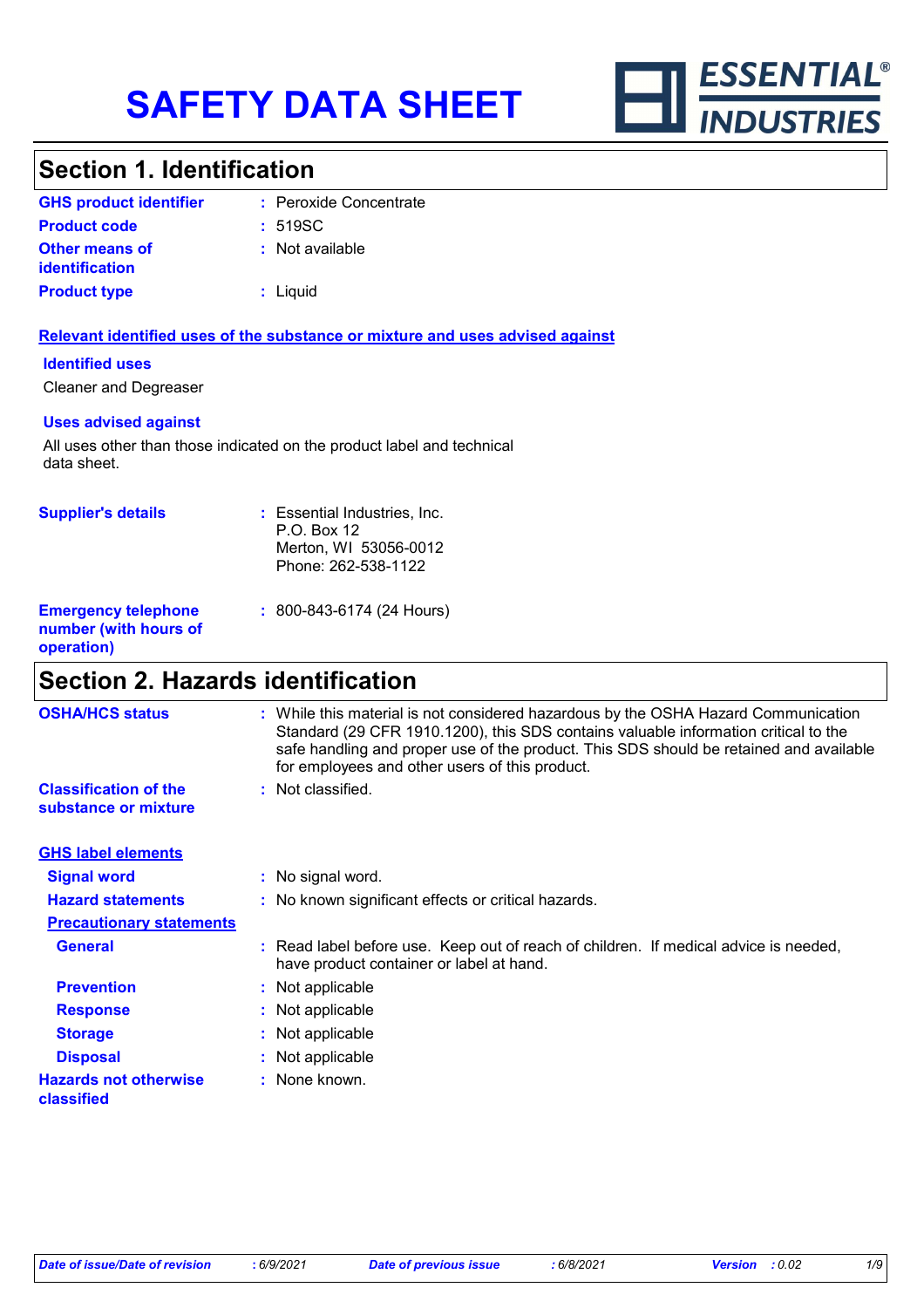# SAFETY DATA SHEET

ESSENTIAL® INDUSTRIES

## Section 1. Identification

| | | |
|---|---|---|
| **GHS product identifier** | : | Peroxide Concentrate |
| **Product code** | : | 519SC |
| **Other means of identification** | : | Not available |
| **Product type** | : | Liquid |

**Relevant identified uses of the substance or mixture and uses advised against**

**Identified uses**

Cleaner and Degreaser

**Uses advised against**

All uses other than those indicated on the product label and technical data sheet.

| | | |
|---|---|---|
| **Supplier's details** | : | Essential Industries, Inc.<br>P.O. Box 12<br>Merton, WI 53056-0012<br>Phone: 262-538-1122 |
| **Emergency telephone number (with hours of operation)** | : | 800-843-6174 (24 Hours) |

## Section 2. Hazards identification

| | | |
|---|---|---|
| **OSHA/HCS status** | : | While this material is not considered hazardous by the OSHA Hazard Communication Standard (29 CFR 1910.1200), this SDS contains valuable information critical to the safe handling and proper use of the product. This SDS should be retained and available for employees and other users of this product. |
| **Classification of the substance or mixture** | : | Not classified. |

**GHS label elements**

| | | |
|---|---|---|
| **Signal word** | : | No signal word. |
| **Hazard statements** | : | No known significant effects or critical hazards. |

**Precautionary statements**

| | | |
|---|---|---|
| **General** | : | Read label before use. Keep out of reach of children. If medical advice is needed, have product container or label at hand. |
| **Prevention** | : | Not applicable |
| **Response** | : | Not applicable |
| **Storage** | : | Not applicable |
| **Disposal** | : | Not applicable |
| **Hazards not otherwise classified** | : | None known. |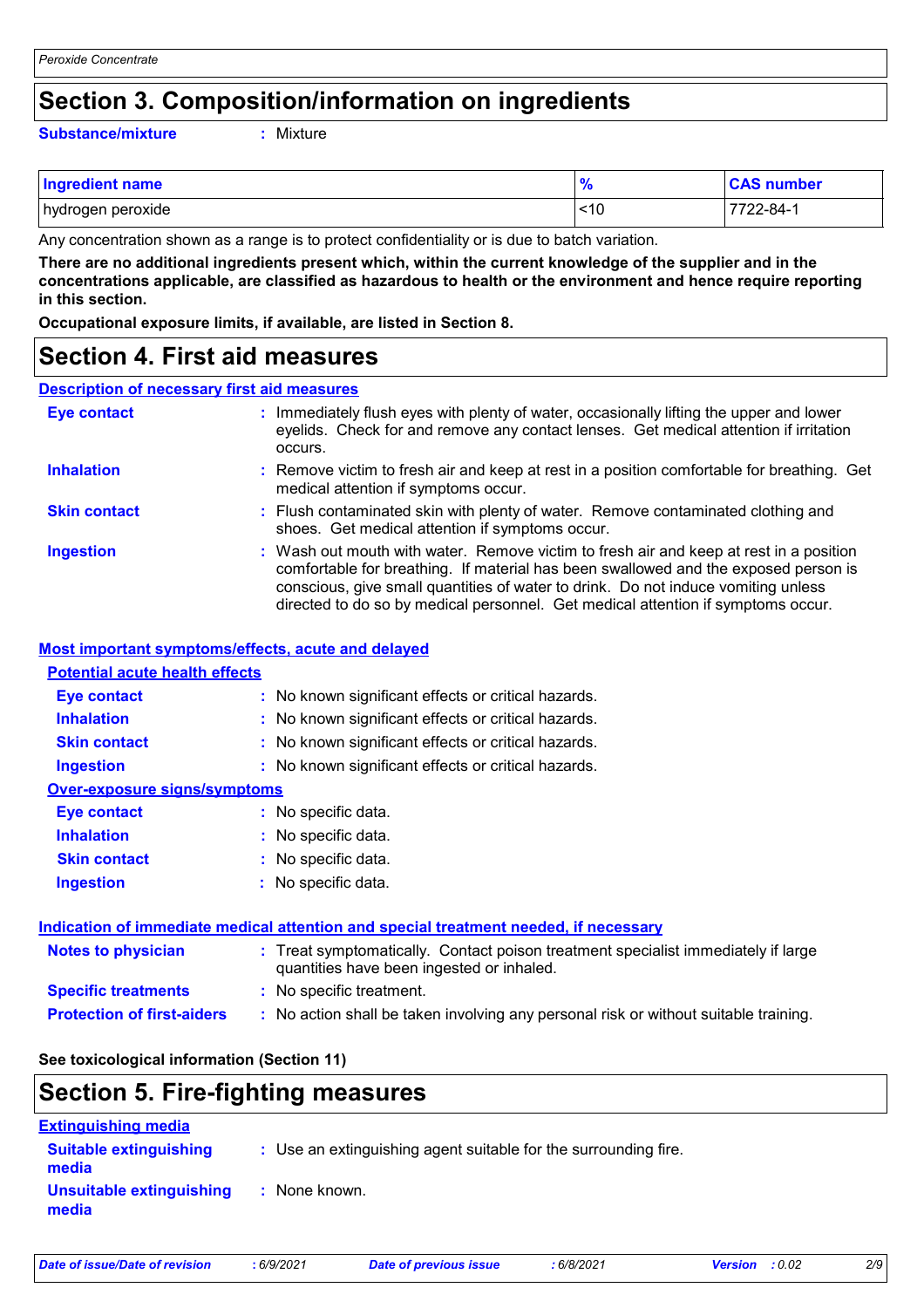## Section 3. Composition/information on ingredients

**Substance/mixture** : Mixture

| Ingredient name | % | CAS number |
| --- | --- | --- |
| hydrogen peroxide | <10 | 7722-84-1 |

Any concentration shown as a range is to protect confidentiality or is due to batch variation.

**There are no additional ingredients present which, within the current knowledge of the supplier and in the concentrations applicable, are classified as hazardous to health or the environment and hence require reporting in this section.**

**Occupational exposure limits, if available, are listed in Section 8.**

## Section 4. First aid measures

### Description of necessary first aid measures

**Eye contact** : Immediately flush eyes with plenty of water, occasionally lifting the upper and lower eyelids. Check for and remove any contact lenses. Get medical attention if irritation occurs.

**Inhalation** : Remove victim to fresh air and keep at rest in a position comfortable for breathing. Get medical attention if symptoms occur.

**Skin contact** : Flush contaminated skin with plenty of water. Remove contaminated clothing and shoes. Get medical attention if symptoms occur.

**Ingestion** : Wash out mouth with water. Remove victim to fresh air and keep at rest in a position comfortable for breathing. If material has been swallowed and the exposed person is conscious, give small quantities of water to drink. Do not induce vomiting unless directed to do so by medical personnel. Get medical attention if symptoms occur.

### Most important symptoms/effects, acute and delayed

**Potential acute health effects**

**Eye contact** : No known significant effects or critical hazards.

**Inhalation** : No known significant effects or critical hazards.

**Skin contact** : No known significant effects or critical hazards.

**Ingestion** : No known significant effects or critical hazards.

**Over-exposure signs/symptoms**

**Eye contact** : No specific data.

**Inhalation** : No specific data.

**Skin contact** : No specific data.

**Ingestion** : No specific data.

### Indication of immediate medical attention and special treatment needed, if necessary

**Notes to physician** : Treat symptomatically. Contact poison treatment specialist immediately if large quantities have been ingested or inhaled.

**Specific treatments** : No specific treatment.

**Protection of first-aiders** : No action shall be taken involving any personal risk or without suitable training.

**See toxicological information (Section 11)**

## Section 5. Fire-fighting measures

### Extinguishing media

**Suitable extinguishing media** : Use an extinguishing agent suitable for the surrounding fire.

**Unsuitable extinguishing media** : None known.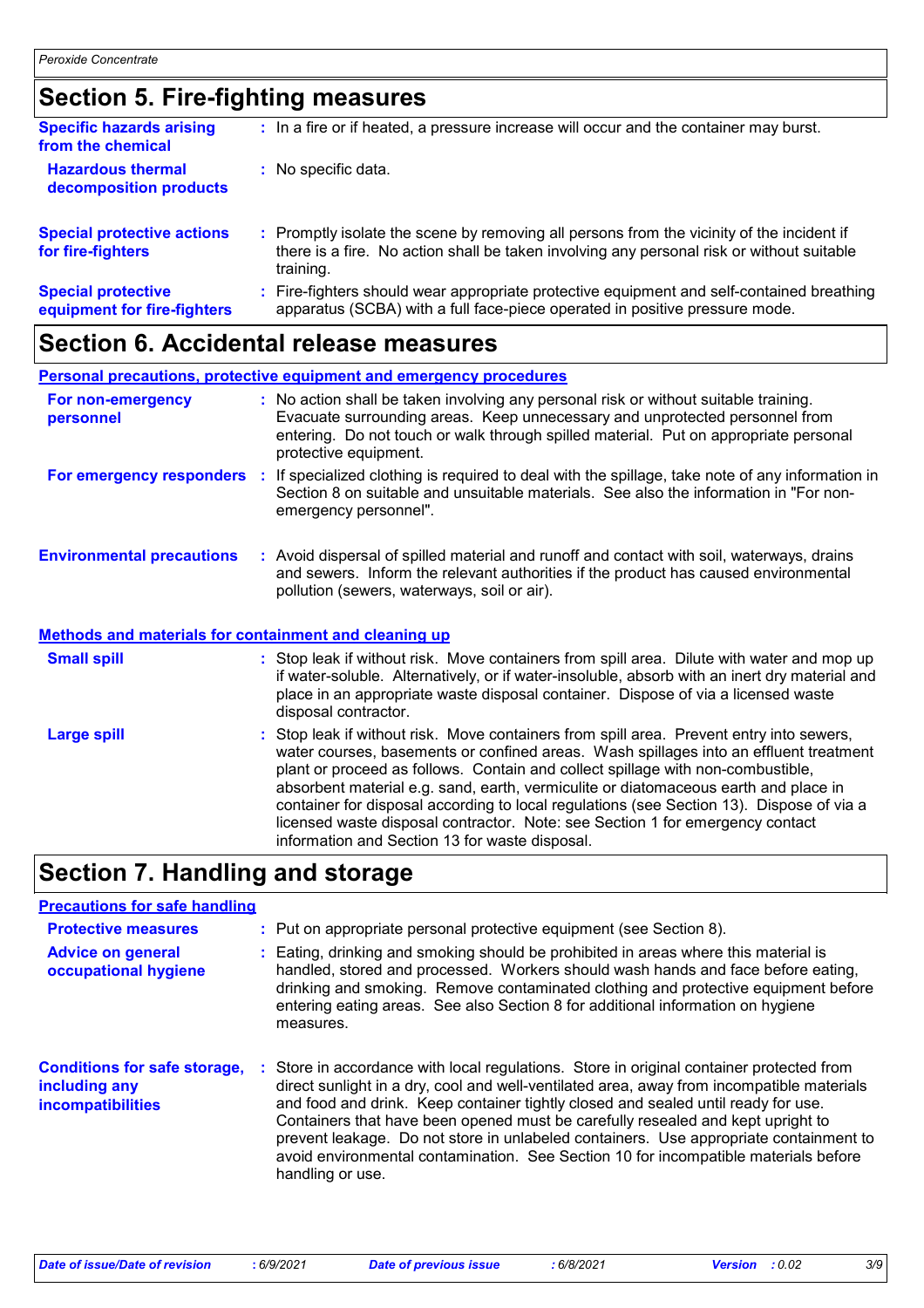## Section 5. Fire-fighting measures

**Specific hazards arising from the chemical** : In a fire or if heated, a pressure increase will occur and the container may burst.

**Hazardous thermal decomposition products** : No specific data.

**Special protective actions for fire-fighters** : Promptly isolate the scene by removing all persons from the vicinity of the incident if there is a fire. No action shall be taken involving any personal risk or without suitable training.

**Special protective equipment for fire-fighters** : Fire-fighters should wear appropriate protective equipment and self-contained breathing apparatus (SCBA) with a full face-piece operated in positive pressure mode.

## Section 6. Accidental release measures

### Personal precautions, protective equipment and emergency procedures

**For non-emergency personnel** : No action shall be taken involving any personal risk or without suitable training. Evacuate surrounding areas. Keep unnecessary and unprotected personnel from entering. Do not touch or walk through spilled material. Put on appropriate personal protective equipment.

**For emergency responders** : If specialized clothing is required to deal with the spillage, take note of any information in Section 8 on suitable and unsuitable materials. See also the information in "For non-emergency personnel".

**Environmental precautions** : Avoid dispersal of spilled material and runoff and contact with soil, waterways, drains and sewers. Inform the relevant authorities if the product has caused environmental pollution (sewers, waterways, soil or air).

### Methods and materials for containment and cleaning up

**Small spill** : Stop leak if without risk. Move containers from spill area. Dilute with water and mop up if water-soluble. Alternatively, or if water-insoluble, absorb with an inert dry material and place in an appropriate waste disposal container. Dispose of via a licensed waste disposal contractor.

**Large spill** : Stop leak if without risk. Move containers from spill area. Prevent entry into sewers, water courses, basements or confined areas. Wash spillages into an effluent treatment plant or proceed as follows. Contain and collect spillage with non-combustible, absorbent material e.g. sand, earth, vermiculite or diatomaceous earth and place in container for disposal according to local regulations (see Section 13). Dispose of via a licensed waste disposal contractor. Note: see Section 1 for emergency contact information and Section 13 for waste disposal.

## Section 7. Handling and storage

### Precautions for safe handling

**Protective measures** : Put on appropriate personal protective equipment (see Section 8).

**Advice on general occupational hygiene** : Eating, drinking and smoking should be prohibited in areas where this material is handled, stored and processed. Workers should wash hands and face before eating, drinking and smoking. Remove contaminated clothing and protective equipment before entering eating areas. See also Section 8 for additional information on hygiene measures.

**Conditions for safe storage, including any incompatibilities** : Store in accordance with local regulations. Store in original container protected from direct sunlight in a dry, cool and well-ventilated area, away from incompatible materials and food and drink. Keep container tightly closed and sealed until ready for use. Containers that have been opened must be carefully resealed and kept upright to prevent leakage. Do not store in unlabeled containers. Use appropriate containment to avoid environmental contamination. See Section 10 for incompatible materials before handling or use.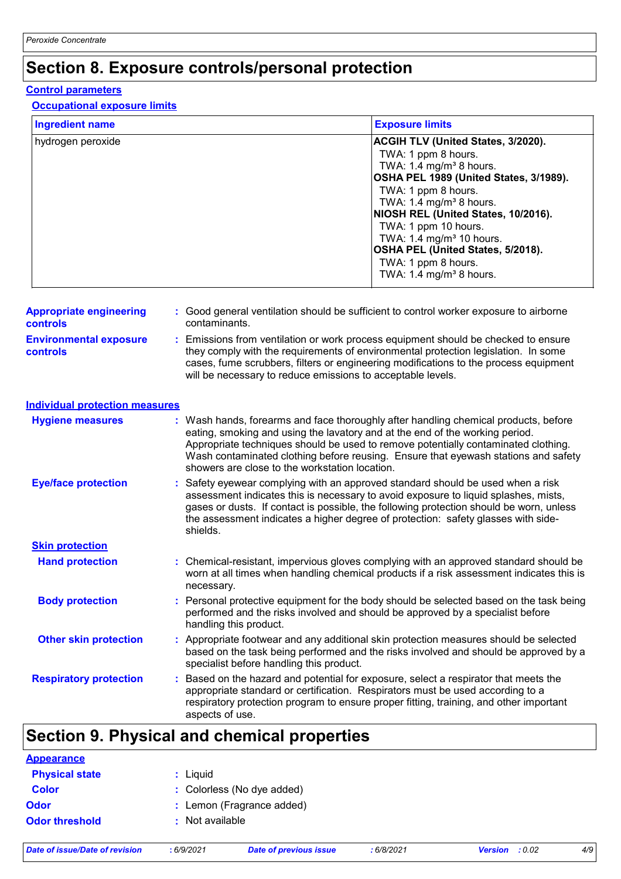# Section 8. Exposure controls/personal protection

## Control parameters

### Occupational exposure limits

| Ingredient name | Exposure limits |
|---|---|
| hydrogen peroxide | **ACGIH TLV (United States, 3/2020).**<br>TWA: 1 ppm 8 hours.<br>TWA: 1.4 mg/m³ 8 hours.<br>**OSHA PEL 1989 (United States, 3/1989).**<br>TWA: 1 ppm 8 hours.<br>TWA: 1.4 mg/m³ 8 hours.<br>**NIOSH REL (United States, 10/2016).**<br>TWA: 1 ppm 10 hours.<br>TWA: 1.4 mg/m³ 10 hours.<br>**OSHA PEL (United States, 5/2018).**<br>TWA: 1 ppm 8 hours.<br>TWA: 1.4 mg/m³ 8 hours. |

**Appropriate engineering controls** : Good general ventilation should be sufficient to control worker exposure to airborne contaminants.

**Environmental exposure controls** : Emissions from ventilation or work process equipment should be checked to ensure they comply with the requirements of environmental protection legislation. In some cases, fume scrubbers, filters or engineering modifications to the process equipment will be necessary to reduce emissions to acceptable levels.

## Individual protection measures

**Hygiene measures** : Wash hands, forearms and face thoroughly after handling chemical products, before eating, smoking and using the lavatory and at the end of the working period. Appropriate techniques should be used to remove potentially contaminated clothing. Wash contaminated clothing before reusing. Ensure that eyewash stations and safety showers are close to the workstation location.

**Eye/face protection** : Safety eyewear complying with an approved standard should be used when a risk assessment indicates this is necessary to avoid exposure to liquid splashes, mists, gases or dusts. If contact is possible, the following protection should be worn, unless the assessment indicates a higher degree of protection: safety glasses with side-shields.

### Skin protection

**Hand protection** : Chemical-resistant, impervious gloves complying with an approved standard should be worn at all times when handling chemical products if a risk assessment indicates this is necessary.

**Body protection** : Personal protective equipment for the body should be selected based on the task being performed and the risks involved and should be approved by a specialist before handling this product.

**Other skin protection** : Appropriate footwear and any additional skin protection measures should be selected based on the task being performed and the risks involved and should be approved by a specialist before handling this product.

**Respiratory protection** : Based on the hazard and potential for exposure, select a respirator that meets the appropriate standard or certification. Respirators must be used according to a respiratory protection program to ensure proper fitting, training, and other important aspects of use.

# Section 9. Physical and chemical properties

## Appearance

**Physical state** : Liquid

**Color** : Colorless (No dye added)

**Odor** : Lemon (Fragrance added)

**Odor threshold** : Not available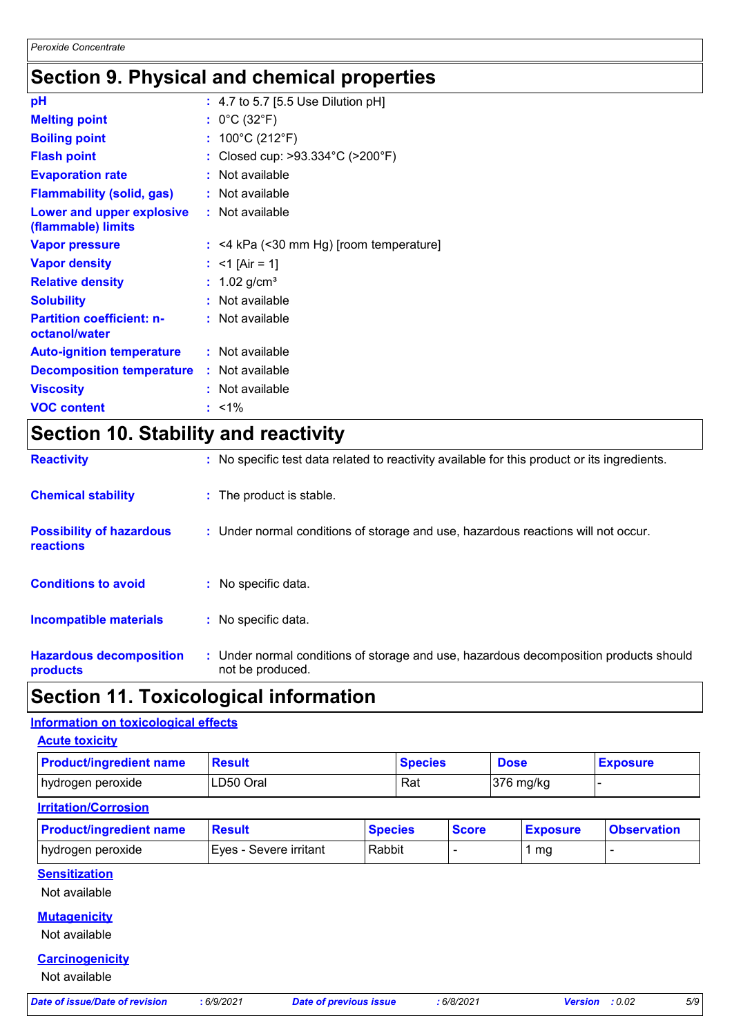## Section 9. Physical and chemical properties

| Property | Value |
|---|---|
| **pH** | : 4.7 to 5.7 [5.5 Use Dilution pH] |
| **Melting point** | : 0°C (32°F) |
| **Boiling point** | : 100°C (212°F) |
| **Flash point** | : Closed cup: >93.334°C (>200°F) |
| **Evaporation rate** | : Not available |
| **Flammability (solid, gas)** | : Not available |
| **Lower and upper explosive (flammable) limits** | : Not available |
| **Vapor pressure** | : <4 kPa (<30 mm Hg) [room temperature] |
| **Vapor density** | : <1 [Air = 1] |
| **Relative density** | : 1.02 g/cm³ |
| **Solubility** | : Not available |
| **Partition coefficient: n-octanol/water** | : Not available |
| **Auto-ignition temperature** | : Not available |
| **Decomposition temperature** | : Not available |
| **Viscosity** | : Not available |
| **VOC content** | : <1% |

## Section 10. Stability and reactivity

| Item | Information |
|---|---|
| **Reactivity** | : No specific test data related to reactivity available for this product or its ingredients. |
| **Chemical stability** | : The product is stable. |
| **Possibility of hazardous reactions** | : Under normal conditions of storage and use, hazardous reactions will not occur. |
| **Conditions to avoid** | : No specific data. |
| **Incompatible materials** | : No specific data. |
| **Hazardous decomposition products** | : Under normal conditions of storage and use, hazardous decomposition products should not be produced. |

## Section 11. Toxicological information

### Information on toxicological effects

#### Acute toxicity

| Product/ingredient name | Result | Species | Dose | Exposure |
|---|---|---|---|---|
| hydrogen peroxide | LD50 Oral | Rat | 376 mg/kg | - |

#### Irritation/Corrosion

| Product/ingredient name | Result | Species | Score | Exposure | Observation |
|---|---|---|---|---|---|
| hydrogen peroxide | Eyes - Severe irritant | Rabbit | - | 1 mg | - |

#### Sensitization

Not available

#### Mutagenicity

Not available

#### Carcinogenicity

Not available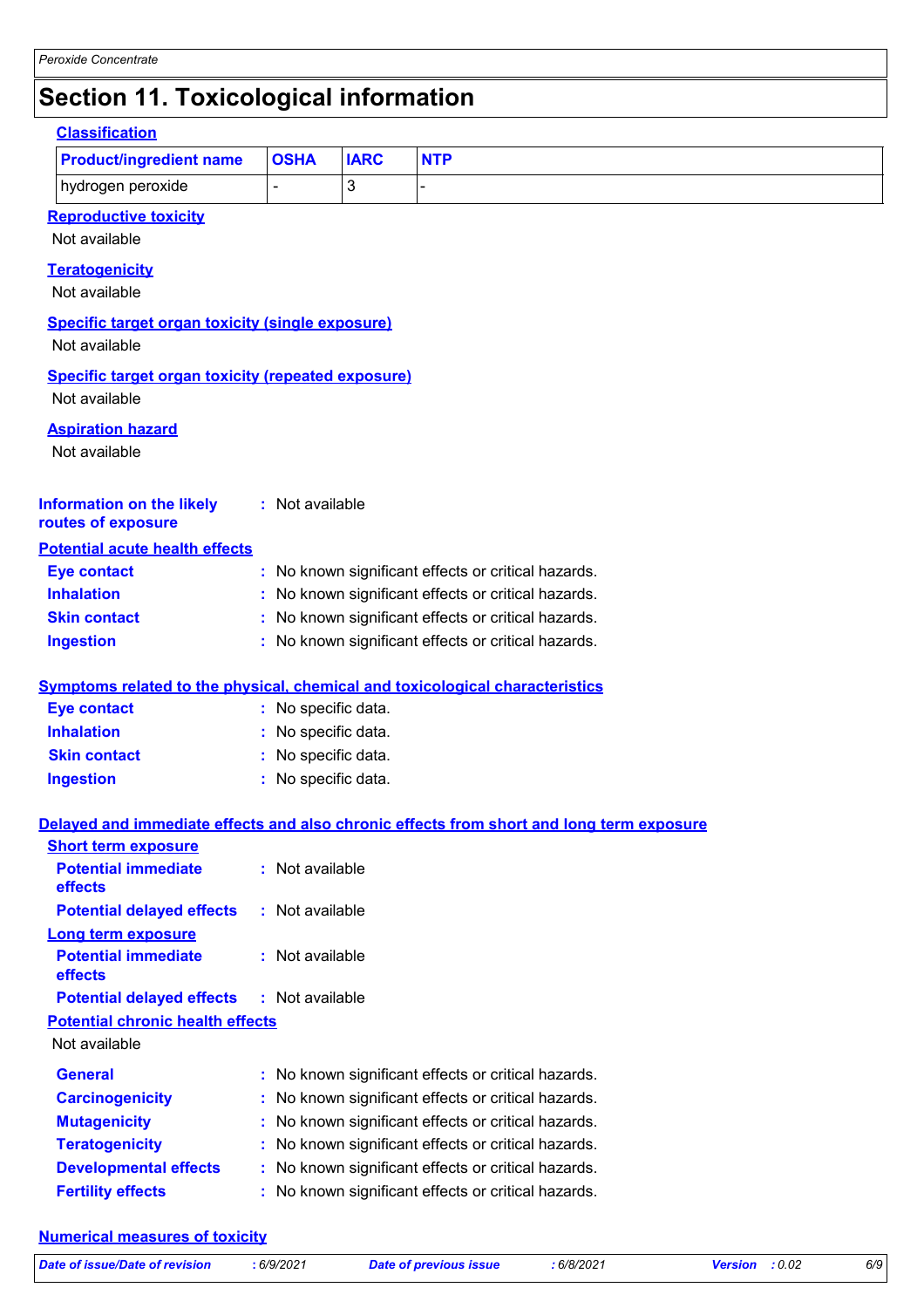# Section 11. Toxicological information

**Classification**

| Product/ingredient name | OSHA | IARC | NTP |
|---|---|---|---|
| hydrogen peroxide | - | 3 | - |

**Reproductive toxicity**

Not available

**Teratogenicity**

Not available

**Specific target organ toxicity (single exposure)**

Not available

**Specific target organ toxicity (repeated exposure)**

Not available

**Aspiration hazard**

Not available

**Information on the likely routes of exposure** : Not available

**Potential acute health effects**

**Eye contact** : No known significant effects or critical hazards.
**Inhalation** : No known significant effects or critical hazards.
**Skin contact** : No known significant effects or critical hazards.
**Ingestion** : No known significant effects or critical hazards.

**Symptoms related to the physical, chemical and toxicological characteristics**

**Eye contact** : No specific data.
**Inhalation** : No specific data.
**Skin contact** : No specific data.
**Ingestion** : No specific data.

**Delayed and immediate effects and also chronic effects from short and long term exposure**

**Short term exposure**

**Potential immediate effects** : Not available
**Potential delayed effects** : Not available

**Long term exposure**

**Potential immediate effects** : Not available
**Potential delayed effects** : Not available

**Potential chronic health effects**

Not available

**General** : No known significant effects or critical hazards.
**Carcinogenicity** : No known significant effects or critical hazards.
**Mutagenicity** : No known significant effects or critical hazards.
**Teratogenicity** : No known significant effects or critical hazards.
**Developmental effects** : No known significant effects or critical hazards.
**Fertility effects** : No known significant effects or critical hazards.

**Numerical measures of toxicity**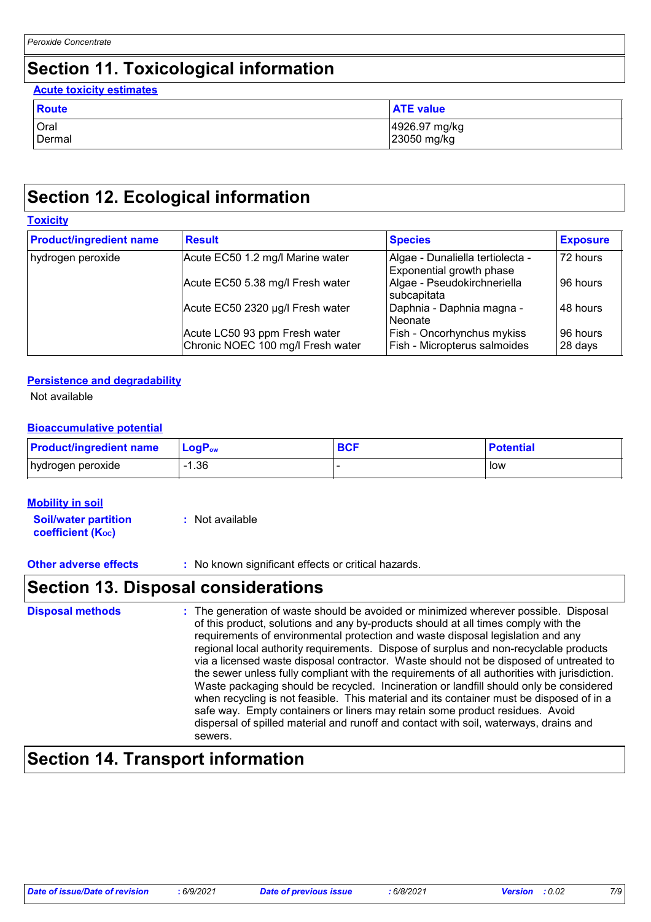# Section 11. Toxicological information

**Acute toxicity estimates**

| Route | ATE value |
| --- | --- |
| Oral | 4926.97 mg/kg |
| Dermal | 23050 mg/kg |

# Section 12. Ecological information

**Toxicity**

| Product/ingredient name | Result | Species | Exposure |
| --- | --- | --- | --- |
| hydrogen peroxide | Acute EC50 1.2 mg/l Marine water | Algae - Dunaliella tertiolecta - Exponential growth phase | 72 hours |
| | Acute EC50 5.38 mg/l Fresh water | Algae - Pseudokirchneriella subcapitata | 96 hours |
| | Acute EC50 2320 µg/l Fresh water | Daphnia - Daphnia magna - Neonate | 48 hours |
| | Acute LC50 93 ppm Fresh water | Fish - Oncorhynchus mykiss | 96 hours |
| | Chronic NOEC 100 mg/l Fresh water | Fish - Micropterus salmoides | 28 days |

**Persistence and degradability**

Not available

**Bioaccumulative potential**

| Product/ingredient name | $LogP_{ow}$ | BCF | Potential |
| --- | --- | --- | --- |
| hydrogen peroxide | -1.36 | - | low |

**Mobility in soil**

**Soil/water partition coefficient ($K_{oc}$)** : Not available

**Other adverse effects** : No known significant effects or critical hazards.

# Section 13. Disposal considerations

**Disposal methods** : The generation of waste should be avoided or minimized wherever possible. Disposal of this product, solutions and any by-products should at all times comply with the requirements of environmental protection and waste disposal legislation and any regional local authority requirements. Dispose of surplus and non-recyclable products via a licensed waste disposal contractor. Waste should not be disposed of untreated to the sewer unless fully compliant with the requirements of all authorities with jurisdiction. Waste packaging should be recycled. Incineration or landfill should only be considered when recycling is not feasible. This material and its container must be disposed of in a safe way. Empty containers or liners may retain some product residues. Avoid dispersal of spilled material and runoff and contact with soil, waterways, drains and sewers.

# Section 14. Transport information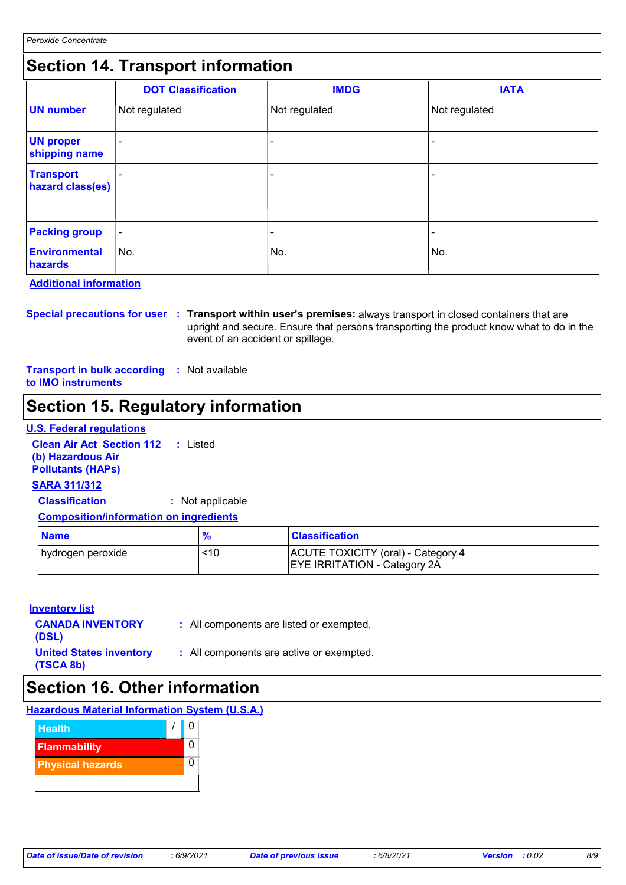## Section 14. Transport information

| | DOT Classification | IMDG | IATA |
|---|---|---|---|
| **UN number** | Not regulated | Not regulated | Not regulated |
| **UN proper shipping name** | - | - | - |
| **Transport hazard class(es)** | - | - | - |
| **Packing group** | - | - | - |
| **Environmental hazards** | No. | No. | No. |

**Additional information**

**Special precautions for user** : **Transport within user's premises:** always transport in closed containers that are upright and secure. Ensure that persons transporting the product know what to do in the event of an accident or spillage.

**Transport in bulk according to IMO instruments** : Not available

## Section 15. Regulatory information

**U.S. Federal regulations**

**Clean Air Act Section 112 (b) Hazardous Air Pollutants (HAPs)** : Listed

**SARA 311/312**

**Classification** : Not applicable

**Composition/information on ingredients**

| Name | % | Classification |
|---|---|---|
| hydrogen peroxide | <10 | ACUTE TOXICITY (oral) - Category 4<br>EYE IRRITATION - Category 2A |

**Inventory list**

**CANADA INVENTORY (DSL)** : All components are listed or exempted.

**United States inventory (TSCA 8b)** : All components are active or exempted.

## Section 16. Other information

**Hazardous Material Information System (U.S.A.)**

| | | |
|---|---|---|
| Health | / | 0 |
| Flammability | | 0 |
| Physical hazards | | 0 |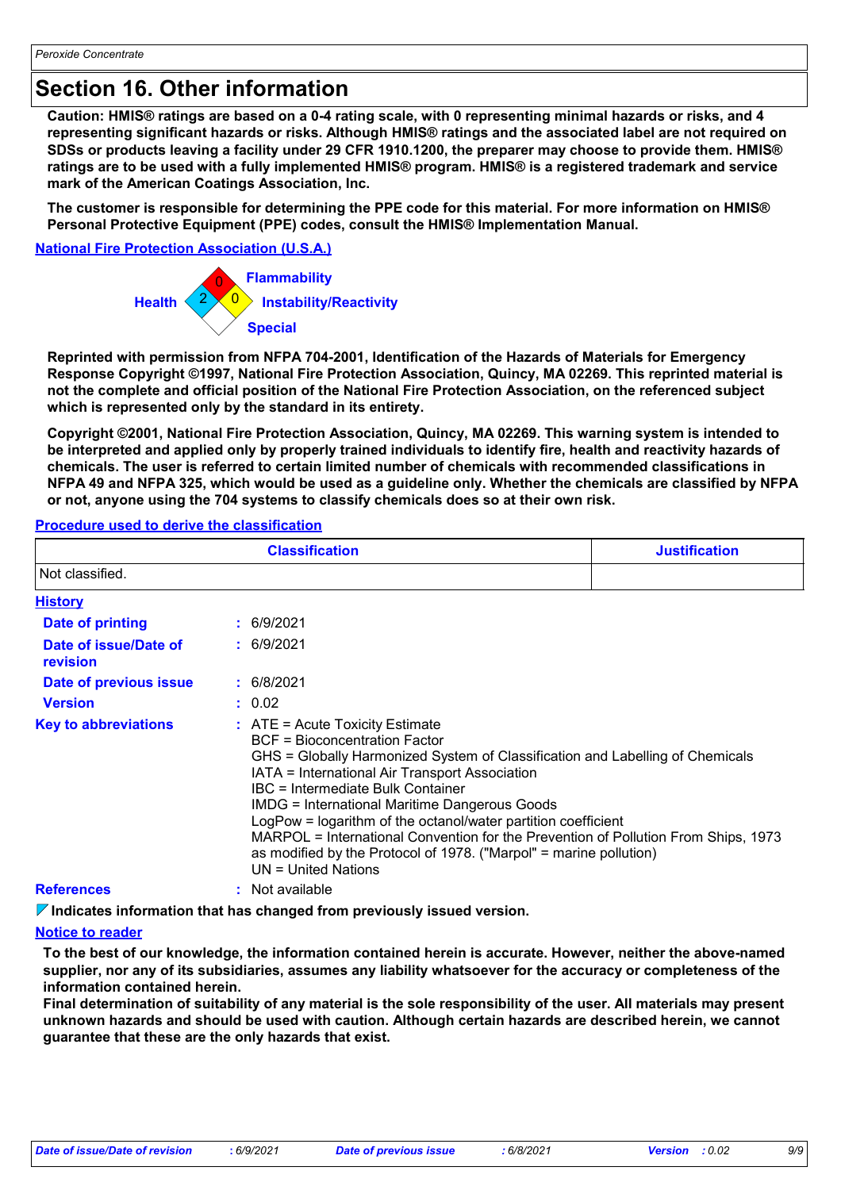# Section 16. Other information

**Caution: HMIS® ratings are based on a 0-4 rating scale, with 0 representing minimal hazards or risks, and 4 representing significant hazards or risks. Although HMIS® ratings and the associated label are not required on SDSs or products leaving a facility under 29 CFR 1910.1200, the preparer may choose to provide them. HMIS® ratings are to be used with a fully implemented HMIS® program. HMIS® is a registered trademark and service mark of the American Coatings Association, Inc.**

**The customer is responsible for determining the PPE code for this material. For more information on HMIS® Personal Protective Equipment (PPE) codes, consult the HMIS® Implementation Manual.**

**National Fire Protection Association (U.S.A.)**

Flammability: 0
Health: 2
Instability/Reactivity: 0
Special

**Reprinted with permission from NFPA 704-2001, Identification of the Hazards of Materials for Emergency Response Copyright ©1997, National Fire Protection Association, Quincy, MA 02269. This reprinted material is not the complete and official position of the National Fire Protection Association, on the referenced subject which is represented only by the standard in its entirety.**

**Copyright ©2001, National Fire Protection Association, Quincy, MA 02269. This warning system is intended to be interpreted and applied only by properly trained individuals to identify fire, health and reactivity hazards of chemicals. The user is referred to certain limited number of chemicals with recommended classifications in NFPA 49 and NFPA 325, which would be used as a guideline only. Whether the chemicals are classified by NFPA or not, anyone using the 704 systems to classify chemicals does so at their own risk.**

**Procedure used to derive the classification**

| Classification | Justification |
|---|---|
| Not classified. | |

**History**

**Date of printing** : 6/9/2021

**Date of issue/Date of revision** : 6/9/2021

**Date of previous issue** : 6/8/2021

**Version** : 0.02

**Key to abbreviations** : ATE = Acute Toxicity Estimate
BCF = Bioconcentration Factor
GHS = Globally Harmonized System of Classification and Labelling of Chemicals
IATA = International Air Transport Association
IBC = Intermediate Bulk Container
IMDG = International Maritime Dangerous Goods
LogPow = logarithm of the octanol/water partition coefficient
MARPOL = International Convention for the Prevention of Pollution From Ships, 1973 as modified by the Protocol of 1978. ("Marpol" = marine pollution)
UN = United Nations

**References** : Not available

**Indicates information that has changed from previously issued version.**

**Notice to reader**

**To the best of our knowledge, the information contained herein is accurate. However, neither the above-named supplier, nor any of its subsidiaries, assumes any liability whatsoever for the accuracy or completeness of the information contained herein.**

**Final determination of suitability of any material is the sole responsibility of the user. All materials may present unknown hazards and should be used with caution. Although certain hazards are described herein, we cannot guarantee that these are the only hazards that exist.**